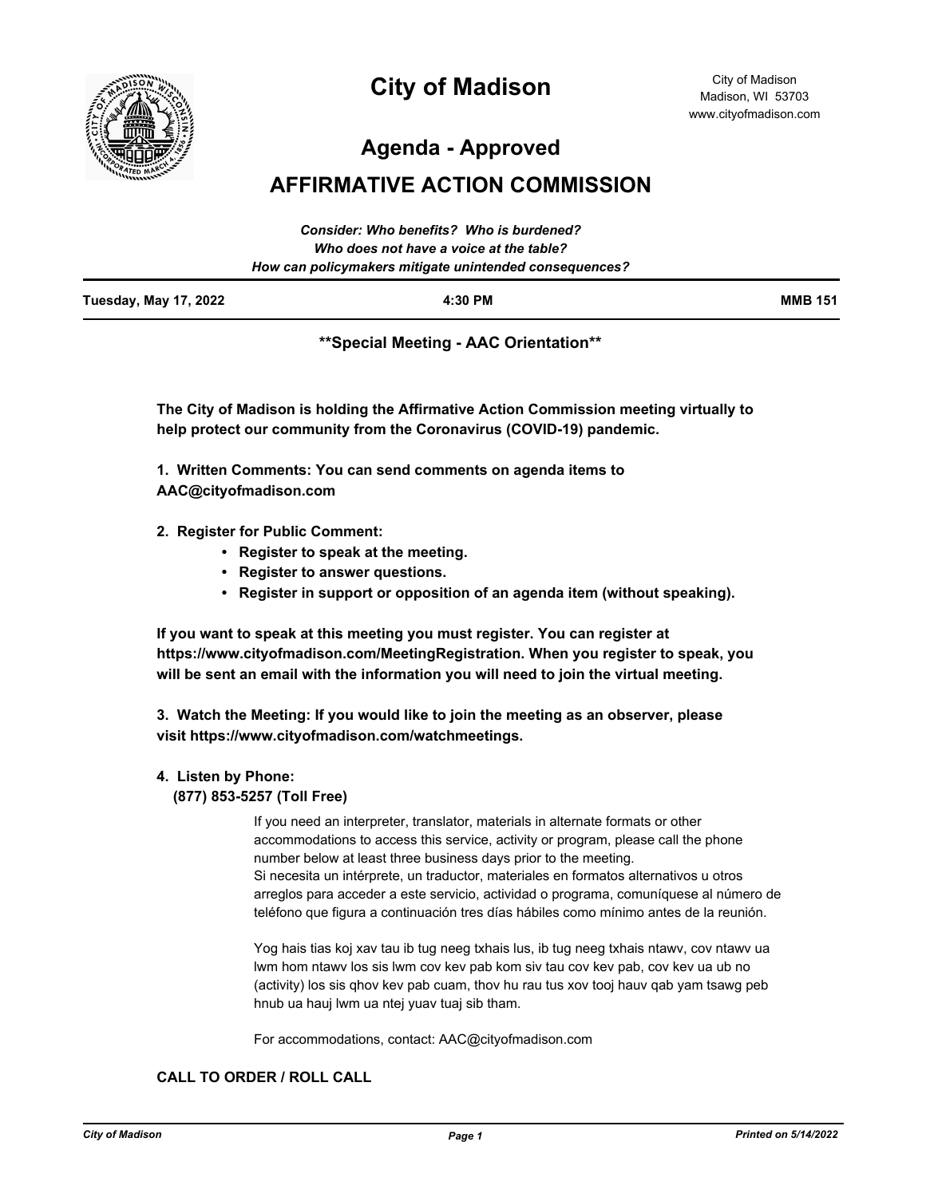# City of Madison

City of Madison
Madison, WI 53703
www.cityofmadison.com

## Agenda - Approved

## AFFIRMATIVE ACTION COMMISSION

*Consider: Who benefits? Who is burdened?*
*Who does not have a voice at the table?*
*How can policymakers mitigate unintended consequences?*

**Tuesday, May 17, 2022** | **4:30 PM** | **MMB 151**

**\*\*Special Meeting - AAC Orientation\*\***

**The City of Madison is holding the Affirmative Action Commission meeting virtually to help protect our community from the Coronavirus (COVID-19) pandemic.**

**1. Written Comments: You can send comments on agenda items to AAC@cityofmadison.com**

**2. Register for Public Comment:**
- **Register to speak at the meeting.**
- **Register to answer questions.**
- **Register in support or opposition of an agenda item (without speaking).**

**If you want to speak at this meeting you must register. You can register at https://www.cityofmadison.com/MeetingRegistration. When you register to speak, you will be sent an email with the information you will need to join the virtual meeting.**

**3. Watch the Meeting: If you would like to join the meeting as an observer, please visit https://www.cityofmadison.com/watchmeetings.**

**4. Listen by Phone:**
**(877) 853-5257 (Toll Free)**

If you need an interpreter, translator, materials in alternate formats or other accommodations to access this service, activity or program, please call the phone number below at least three business days prior to the meeting.
Si necesita un intérprete, un traductor, materiales en formatos alternativos u otros arreglos para acceder a este servicio, actividad o programa, comuníquese al número de teléfono que figura a continuación tres días hábiles como mínimo antes de la reunión.

Yog hais tias koj xav tau ib tug neeg txhais lus, ib tug neeg txhais ntawv, cov ntawv ua lwm hom ntawv los sis lwm cov kev pab kom siv tau cov kev pab, cov kev ua ub no (activity) los sis qhov kev pab cuam, thov hu rau tus xov tooj hauv qab yam tsawg peb hnub ua hauj lwm ua ntej yuav tuaj sib tham.

For accommodations, contact: AAC@cityofmadison.com

**CALL TO ORDER / ROLL CALL**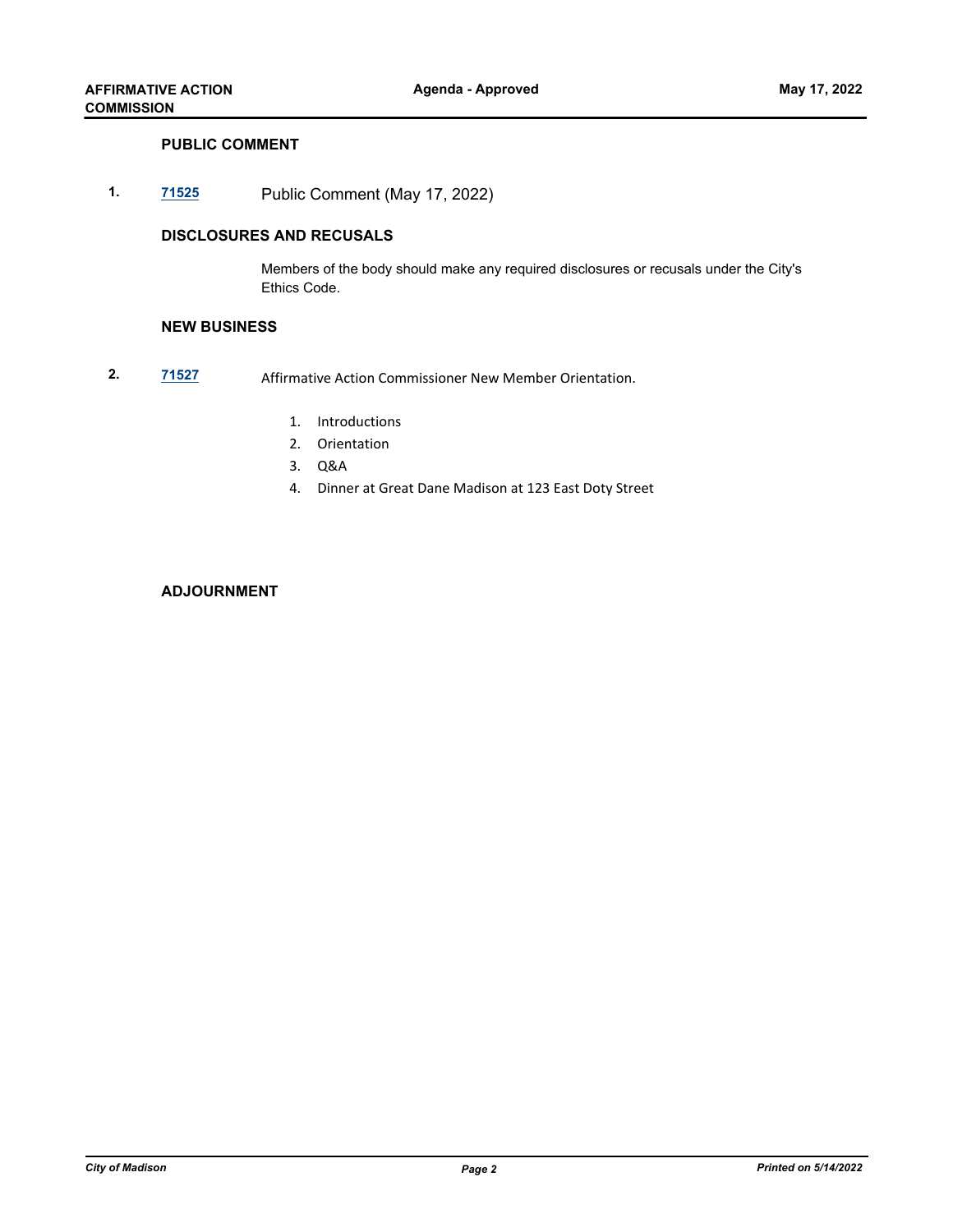## PUBLIC COMMENT

**1.** **71525** Public Comment (May 17, 2022)

## DISCLOSURES AND RECUSALS

Members of the body should make any required disclosures or recusals under the City's Ethics Code.

## NEW BUSINESS

**2.** **71527** Affirmative Action Commissioner New Member Orientation.

1. Introductions
2. Orientation
3. Q&A
4. Dinner at Great Dane Madison at 123 East Doty Street

## ADJOURNMENT